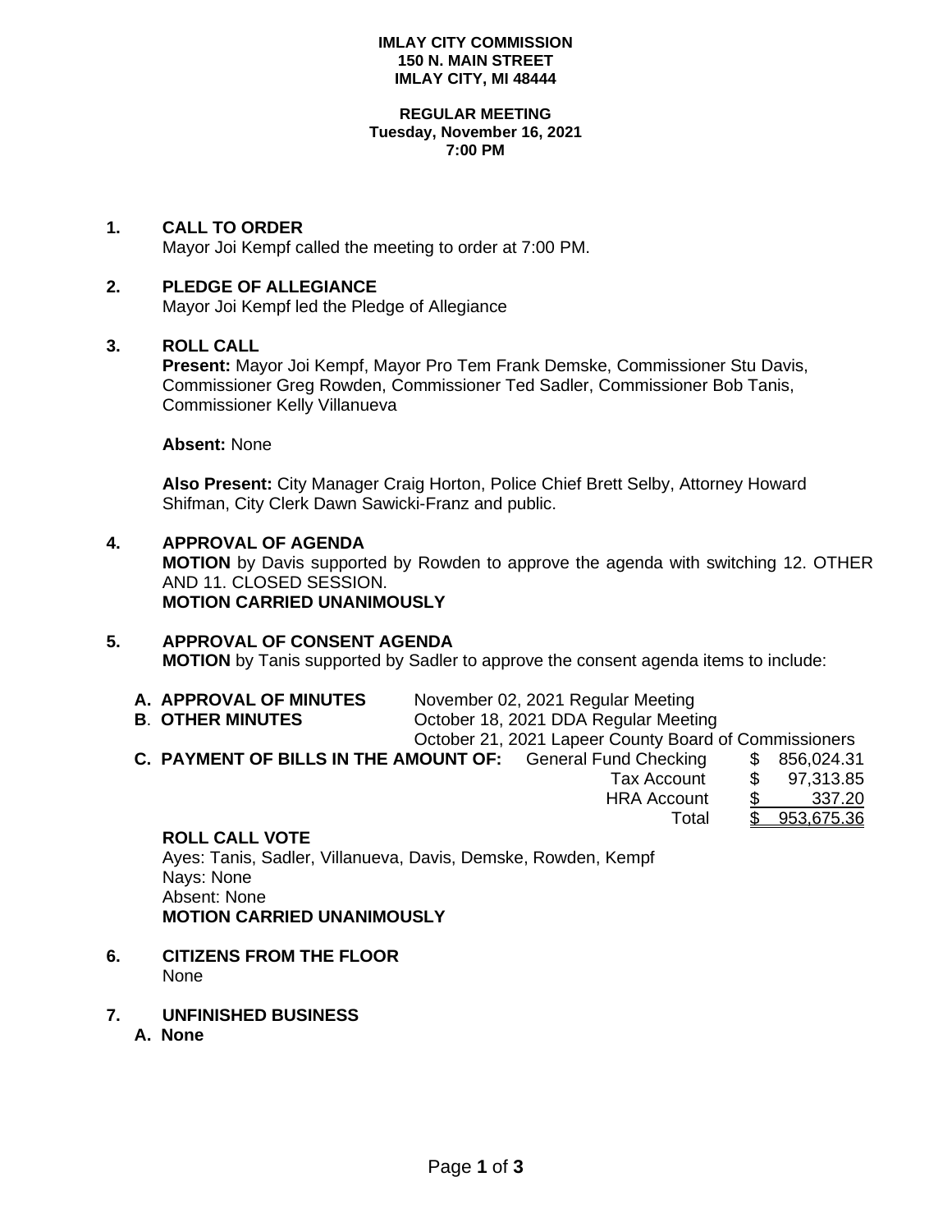**IMLAY CITY COMMISSION**
**150 N. MAIN STREET**
**IMLAY CITY, MI 48444**

**REGULAR MEETING**
**Tuesday, November 16, 2021**
**7:00 PM**

## 1. CALL TO ORDER

Mayor Joi Kempf called the meeting to order at 7:00 PM.

## 2. PLEDGE OF ALLEGIANCE

Mayor Joi Kempf led the Pledge of Allegiance

## 3. ROLL CALL

**Present:** Mayor Joi Kempf, Mayor Pro Tem Frank Demske, Commissioner Stu Davis, Commissioner Greg Rowden, Commissioner Ted Sadler, Commissioner Bob Tanis, Commissioner Kelly Villanueva

**Absent:** None

**Also Present:** City Manager Craig Horton, Police Chief Brett Selby, Attorney Howard Shifman, City Clerk Dawn Sawicki-Franz and public.

## 4. APPROVAL OF AGENDA

**MOTION** by Davis supported by Rowden to approve the agenda with switching 12. OTHER AND 11. CLOSED SESSION.
**MOTION CARRIED UNANIMOUSLY**

## 5. APPROVAL OF CONSENT AGENDA

**MOTION** by Tanis supported by Sadler to approve the consent agenda items to include:

**A. APPROVAL OF MINUTES** November 02, 2021 Regular Meeting
**B. OTHER MINUTES** October 18, 2021 DDA Regular Meeting
October 21, 2021 Lapeer County Board of Commissioners

**C. PAYMENT OF BILLS IN THE AMOUNT OF:**

| | | |
|---|---|---|
| General Fund Checking | $ | 856,024.31 |
| Tax Account | $ | 97,313.85 |
| HRA Account | $ | 337.20 |
| Total | $ | 953,675.36 |

**ROLL CALL VOTE**
Ayes: Tanis, Sadler, Villanueva, Davis, Demske, Rowden, Kempf
Nays: None
Absent: None
**MOTION CARRIED UNANIMOUSLY**

## 6. CITIZENS FROM THE FLOOR

None

## 7. UNFINISHED BUSINESS

**A. None**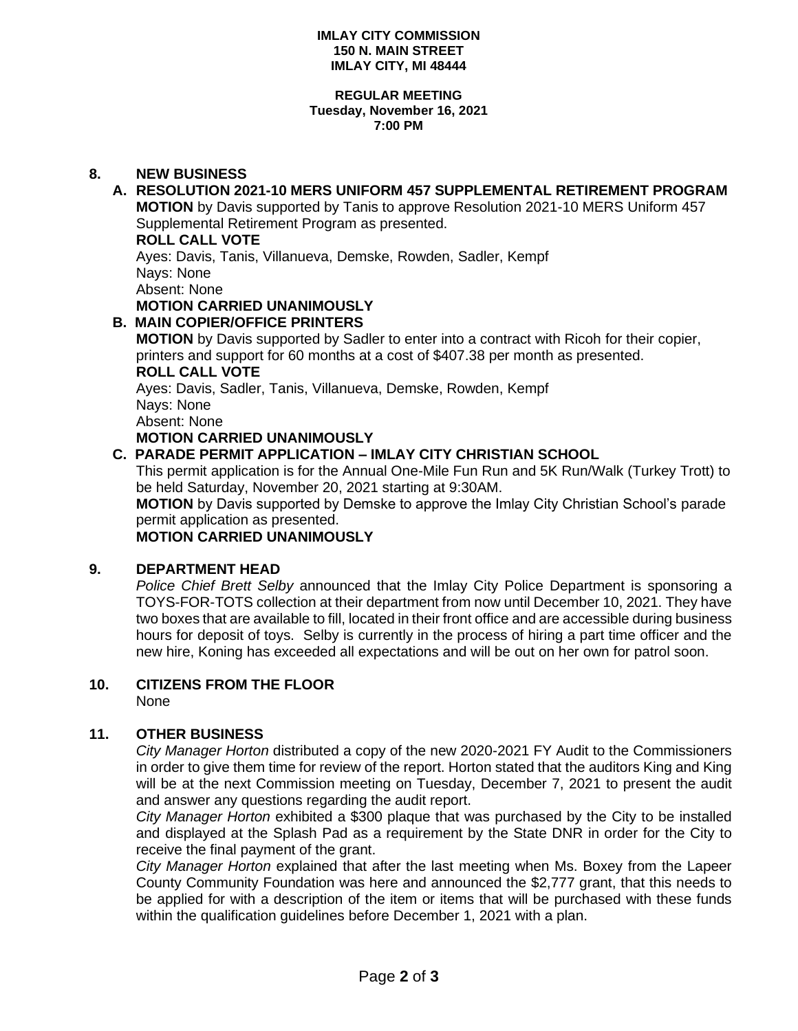**IMLAY CITY COMMISSION**
**150 N. MAIN STREET**
**IMLAY CITY, MI 48444**

**REGULAR MEETING**
**Tuesday, November 16, 2021**
**7:00 PM**

## 8. NEW BUSINESS

### A. RESOLUTION 2021-10 MERS UNIFORM 457 SUPPLEMENTAL RETIREMENT PROGRAM

**MOTION** by Davis supported by Tanis to approve Resolution 2021-10 MERS Uniform 457 Supplemental Retirement Program as presented.

**ROLL CALL VOTE**

Ayes: Davis, Tanis, Villanueva, Demske, Rowden, Sadler, Kempf
Nays: None
Absent: None

**MOTION CARRIED UNANIMOUSLY**

### B. MAIN COPIER/OFFICE PRINTERS

**MOTION** by Davis supported by Sadler to enter into a contract with Ricoh for their copier, printers and support for 60 months at a cost of $407.38 per month as presented.

**ROLL CALL VOTE**

Ayes: Davis, Sadler, Tanis, Villanueva, Demske, Rowden, Kempf
Nays: None
Absent: None

**MOTION CARRIED UNANIMOUSLY**

### C. PARADE PERMIT APPLICATION – IMLAY CITY CHRISTIAN SCHOOL

This permit application is for the Annual One-Mile Fun Run and 5K Run/Walk (Turkey Trott) to be held Saturday, November 20, 2021 starting at 9:30AM.

**MOTION** by Davis supported by Demske to approve the Imlay City Christian School's parade permit application as presented.

**MOTION CARRIED UNANIMOUSLY**

## 9. DEPARTMENT HEAD

*Police Chief Brett Selby* announced that the Imlay City Police Department is sponsoring a TOYS-FOR-TOTS collection at their department from now until December 10, 2021. They have two boxes that are available to fill, located in their front office and are accessible during business hours for deposit of toys. Selby is currently in the process of hiring a part time officer and the new hire, Koning has exceeded all expectations and will be out on her own for patrol soon.

## 10. CITIZENS FROM THE FLOOR

None

## 11. OTHER BUSINESS

*City Manager Horton* distributed a copy of the new 2020-2021 FY Audit to the Commissioners in order to give them time for review of the report. Horton stated that the auditors King and King will be at the next Commission meeting on Tuesday, December 7, 2021 to present the audit and answer any questions regarding the audit report.

*City Manager Horton* exhibited a $300 plaque that was purchased by the City to be installed and displayed at the Splash Pad as a requirement by the State DNR in order for the City to receive the final payment of the grant.

*City Manager Horton* explained that after the last meeting when Ms. Boxey from the Lapeer County Community Foundation was here and announced the $2,777 grant, that this needs to be applied for with a description of the item or items that will be purchased with these funds within the qualification guidelines before December 1, 2021 with a plan.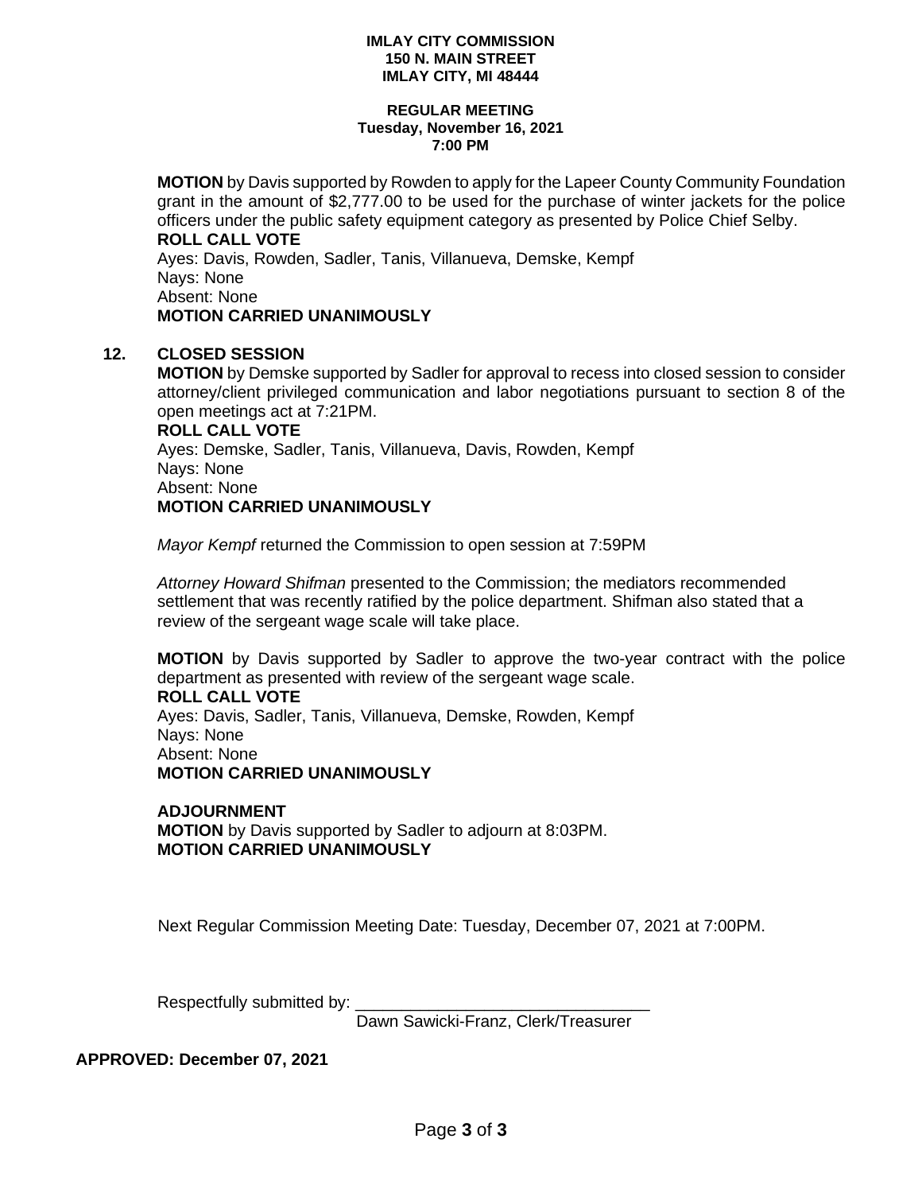**IMLAY CITY COMMISSION**
**150 N. MAIN STREET**
**IMLAY CITY, MI 48444**

**REGULAR MEETING**
**Tuesday, November 16, 2021**
**7:00 PM**

**MOTION** by Davis supported by Rowden to apply for the Lapeer County Community Foundation grant in the amount of $2,777.00 to be used for the purchase of winter jackets for the police officers under the public safety equipment category as presented by Police Chief Selby.

**ROLL CALL VOTE**
Ayes: Davis, Rowden, Sadler, Tanis, Villanueva, Demske, Kempf
Nays: None
Absent: None
**MOTION CARRIED UNANIMOUSLY**

**12. CLOSED SESSION**

**MOTION** by Demske supported by Sadler for approval to recess into closed session to consider attorney/client privileged communication and labor negotiations pursuant to section 8 of the open meetings act at 7:21PM.

**ROLL CALL VOTE**
Ayes: Demske, Sadler, Tanis, Villanueva, Davis, Rowden, Kempf
Nays: None
Absent: None
**MOTION CARRIED UNANIMOUSLY**

*Mayor Kempf* returned the Commission to open session at 7:59PM

*Attorney Howard Shifman* presented to the Commission; the mediators recommended settlement that was recently ratified by the police department. Shifman also stated that a review of the sergeant wage scale will take place.

**MOTION** by Davis supported by Sadler to approve the two-year contract with the police department as presented with review of the sergeant wage scale.

**ROLL CALL VOTE**
Ayes: Davis, Sadler, Tanis, Villanueva, Demske, Rowden, Kempf
Nays: None
Absent: None
**MOTION CARRIED UNANIMOUSLY**

**ADJOURNMENT**

**MOTION** by Davis supported by Sadler to adjourn at 8:03PM.
**MOTION CARRIED UNANIMOUSLY**

Next Regular Commission Meeting Date: Tuesday, December 07, 2021 at 7:00PM.

Respectfully submitted by: ________________________________
Dawn Sawicki-Franz, Clerk/Treasurer

**APPROVED: December 07, 2021**